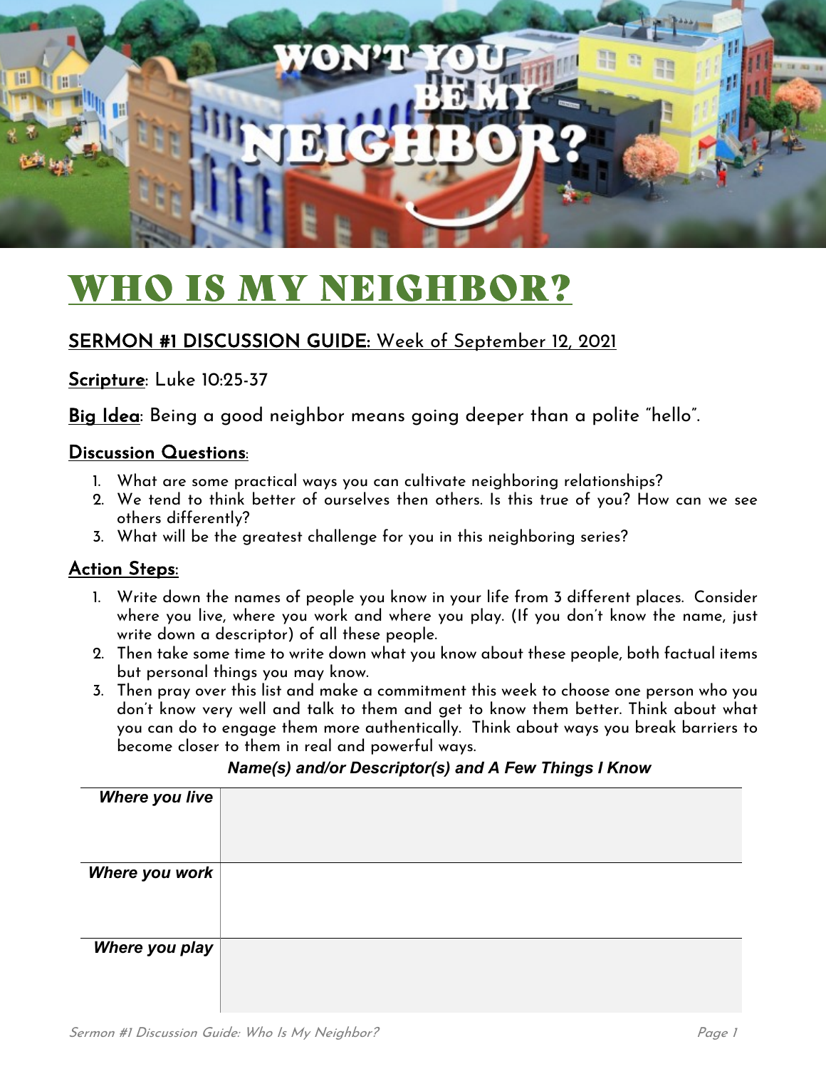# WHO IS MY NEIGHBOR?

**SERMON #1 DISCUSSION GUIDE:** Week of September 12, 2021

**Scripture**: Luke 10:25-37

**Big Idea**: Being a good neighbor means going deeper than a polite "hello".

## Discussion Questions:

1. What are some practical ways you can cultivate neighboring relationships?
2. We tend to think better of ourselves then others. Is this true of you? How can we see others differently?
3. What will be the greatest challenge for you in this neighboring series?

## Action Steps:

1. Write down the names of people you know in your life from 3 different places. Consider where you live, where you work and where you play. (If you don't know the name, just write down a descriptor) of all these people.
2. Then take some time to write down what you know about these people, both factual items but personal things you may know.
3. Then pray over this list and make a commitment this week to choose one person who you don't know very well and talk to them and get to know them better. Think about what you can do to engage them more authentically. Think about ways you break barriers to become closer to them in real and powerful ways.

| | ***Name(s) and/or Descriptor(s) and A Few Things I Know*** |
|---|---|
| ***Where you live*** | |
| ***Where you work*** | |
| ***Where you play*** | |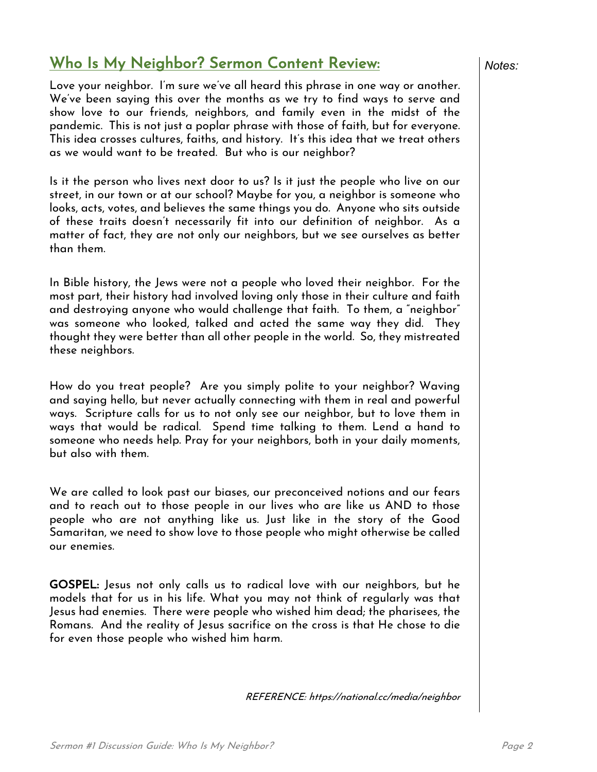## Who Is My Neighbor? Sermon Content Review:

*Notes:*

Love your neighbor. I'm sure we've all heard this phrase in one way or another. We've been saying this over the months as we try to find ways to serve and show love to our friends, neighbors, and family even in the midst of the pandemic. This is not just a poplar phrase with those of faith, but for everyone. This idea crosses cultures, faiths, and history. It's this idea that we treat others as we would want to be treated. But who is our neighbor?

Is it the person who lives next door to us? Is it just the people who live on our street, in our town or at our school? Maybe for you, a neighbor is someone who looks, acts, votes, and believes the same things you do. Anyone who sits outside of these traits doesn't necessarily fit into our definition of neighbor. As a matter of fact, they are not only our neighbors, but we see ourselves as better than them.

In Bible history, the Jews were not a people who loved their neighbor. For the most part, their history had involved loving only those in their culture and faith and destroying anyone who would challenge that faith. To them, a "neighbor" was someone who looked, talked and acted the same way they did. They thought they were better than all other people in the world. So, they mistreated these neighbors.

How do you treat people? Are you simply polite to your neighbor? Waving and saying hello, but never actually connecting with them in real and powerful ways. Scripture calls for us to not only see our neighbor, but to love them in ways that would be radical. Spend time talking to them. Lend a hand to someone who needs help. Pray for your neighbors, both in your daily moments, but also with them.

We are called to look past our biases, our preconceived notions and our fears and to reach out to those people in our lives who are like us AND to those people who are not anything like us. Just like in the story of the Good Samaritan, we need to show love to those people who might otherwise be called our enemies.

**GOSPEL:** Jesus not only calls us to radical love with our neighbors, but he models that for us in his life. What you may not think of regularly was that Jesus had enemies. There were people who wished him dead; the pharisees, the Romans. And the reality of Jesus sacrifice on the cross is that He chose to die for even those people who wished him harm.

*REFERENCE: https://national.cc/media/neighbor*